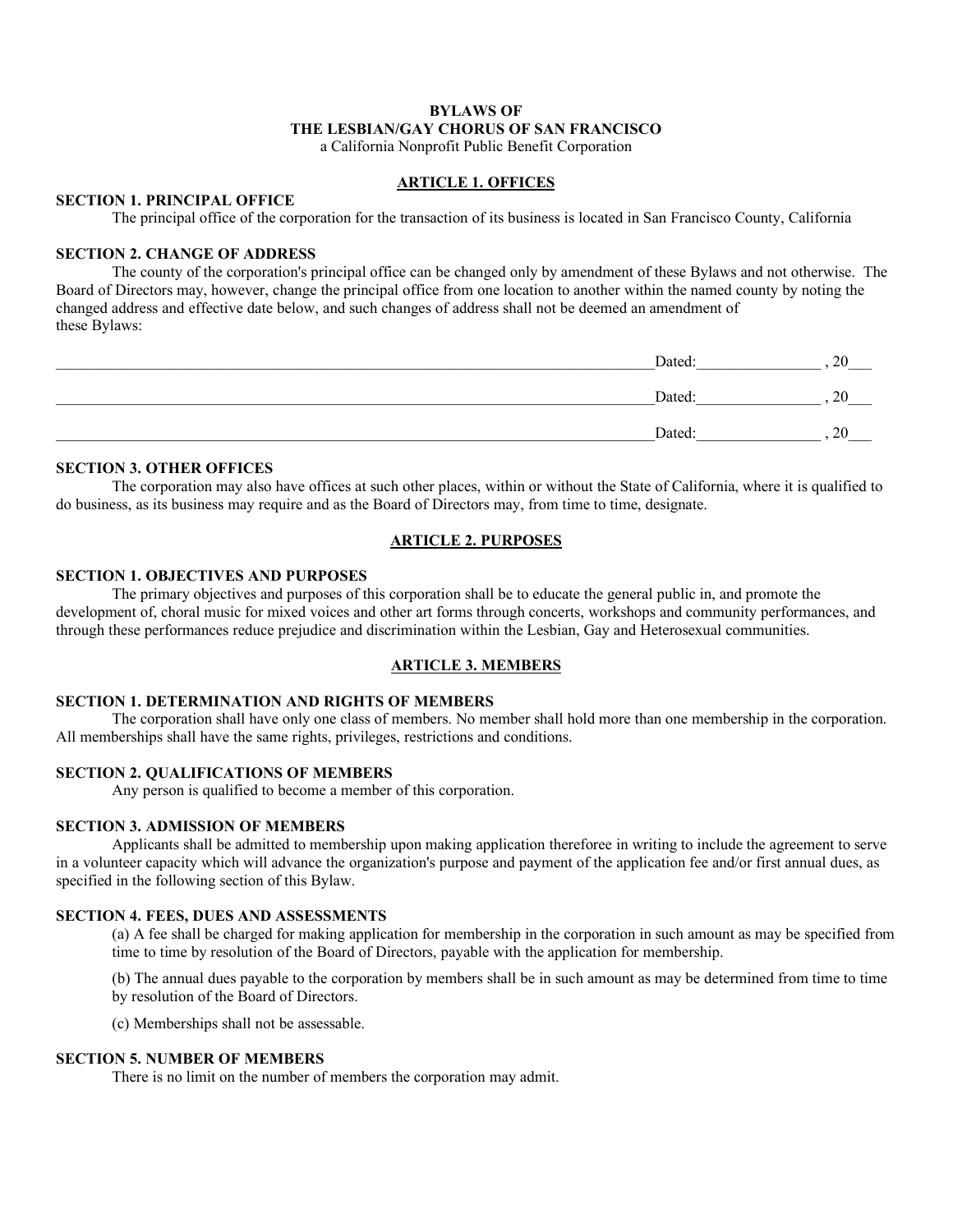**BYLAWS OF**
**THE LESBIAN/GAY CHORUS OF SAN FRANCISCO**
a California Nonprofit Public Benefit Corporation

## ARTICLE 1. OFFICES

### SECTION 1. PRINCIPAL OFFICE

The principal office of the corporation for the transaction of its business is located in San Francisco County, California

### SECTION 2. CHANGE OF ADDRESS

The county of the corporation's principal office can be changed only by amendment of these Bylaws and not otherwise. The Board of Directors may, however, change the principal office from one location to another within the named county by noting the changed address and effective date below, and such changes of address shall not be deemed an amendment of these Bylaws:

_______________________________________________________________________________Dated:________________ , 20___

_______________________________________________________________________________Dated:________________ , 20___

_______________________________________________________________________________Dated:________________ , 20___

### SECTION 3. OTHER OFFICES

The corporation may also have offices at such other places, within or without the State of California, where it is qualified to do business, as its business may require and as the Board of Directors may, from time to time, designate.

## ARTICLE 2. PURPOSES

### SECTION 1. OBJECTIVES AND PURPOSES

The primary objectives and purposes of this corporation shall be to educate the general public in, and promote the development of, choral music for mixed voices and other art forms through concerts, workshops and community performances, and through these performances reduce prejudice and discrimination within the Lesbian, Gay and Heterosexual communities.

## ARTICLE 3. MEMBERS

### SECTION 1. DETERMINATION AND RIGHTS OF MEMBERS

The corporation shall have only one class of members. No member shall hold more than one membership in the corporation. All memberships shall have the same rights, privileges, restrictions and conditions.

### SECTION 2. QUALIFICATIONS OF MEMBERS

Any person is qualified to become a member of this corporation.

### SECTION 3. ADMISSION OF MEMBERS

Applicants shall be admitted to membership upon making application thereforee in writing to include the agreement to serve in a volunteer capacity which will advance the organization's purpose and payment of the application fee and/or first annual dues, as specified in the following section of this Bylaw.

### SECTION 4. FEES, DUES AND ASSESSMENTS

(a) A fee shall be charged for making application for membership in the corporation in such amount as may be specified from time to time by resolution of the Board of Directors, payable with the application for membership.

(b) The annual dues payable to the corporation by members shall be in such amount as may be determined from time to time by resolution of the Board of Directors.

(c) Memberships shall not be assessable.

### SECTION 5. NUMBER OF MEMBERS

There is no limit on the number of members the corporation may admit.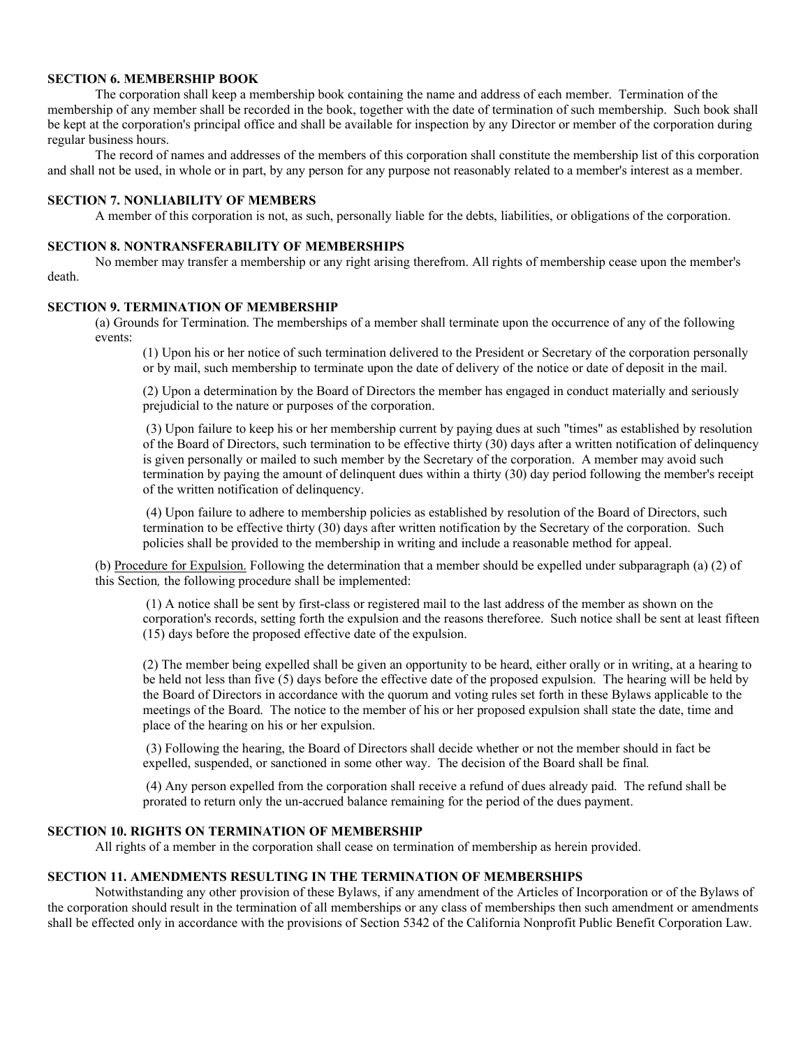**SECTION 6. MEMBERSHIP BOOK**

The corporation shall keep a membership book containing the name and address of each member. Termination of the membership of any member shall be recorded in the book, together with the date of termination of such membership. Such book shall be kept at the corporation's principal office and shall be available for inspection by any Director or member of the corporation during regular business hours.

The record of names and addresses of the members of this corporation shall constitute the membership list of this corporation and shall not be used, in whole or in part, by any person for any purpose not reasonably related to a member's interest as a member.

**SECTION 7. NONLIABILITY OF MEMBERS**

A member of this corporation is not, as such, personally liable for the debts, liabilities, or obligations of the corporation.

**SECTION 8. NONTRANSFERABILITY OF MEMBERSHIPS**

No member may transfer a membership or any right arising therefrom. All rights of membership cease upon the member's death.

**SECTION 9. TERMINATION OF MEMBERSHIP**

(a) Grounds for Termination. The memberships of a member shall terminate upon the occurrence of any of the following events:

(1) Upon his or her notice of such termination delivered to the President or Secretary of the corporation personally or by mail, such membership to terminate upon the date of delivery of the notice or date of deposit in the mail.

(2) Upon a determination by the Board of Directors the member has engaged in conduct materially and seriously prejudicial to the nature or purposes of the corporation.

(3) Upon failure to keep his or her membership current by paying dues at such "times" as established by resolution of the Board of Directors, such termination to be effective thirty (30) days after a written notification of delinquency is given personally or mailed to such member by the Secretary of the corporation. A member may avoid such termination by paying the amount of delinquent dues within a thirty (30) day period following the member's receipt of the written notification of delinquency.

(4) Upon failure to adhere to membership policies as established by resolution of the Board of Directors, such termination to be effective thirty (30) days after written notification by the Secretary of the corporation. Such policies shall be provided to the membership in writing and include a reasonable method for appeal.

(b) Procedure for Expulsion. Following the determination that a member should be expelled under subparagraph (a) (2) of this Section, the following procedure shall be implemented:

(1) A notice shall be sent by first-class or registered mail to the last address of the member as shown on the corporation's records, setting forth the expulsion and the reasons thereforee. Such notice shall be sent at least fifteen (15) days before the proposed effective date of the expulsion.

(2) The member being expelled shall be given an opportunity to be heard, either orally or in writing, at a hearing to be held not less than five (5) days before the effective date of the proposed expulsion. The hearing will be held by the Board of Directors in accordance with the quorum and voting rules set forth in these Bylaws applicable to the meetings of the Board. The notice to the member of his or her proposed expulsion shall state the date, time and place of the hearing on his or her expulsion.

(3) Following the hearing, the Board of Directors shall decide whether or not the member should in fact be expelled, suspended, or sanctioned in some other way. The decision of the Board shall be final.

(4) Any person expelled from the corporation shall receive a refund of dues already paid. The refund shall be prorated to return only the un-accrued balance remaining for the period of the dues payment.

**SECTION 10. RIGHTS ON TERMINATION OF MEMBERSHIP**

All rights of a member in the corporation shall cease on termination of membership as herein provided.

**SECTION 11. AMENDMENTS RESULTING IN THE TERMINATION OF MEMBERSHIPS**

Notwithstanding any other provision of these Bylaws, if any amendment of the Articles of Incorporation or of the Bylaws of the corporation should result in the termination of all memberships or any class of memberships then such amendment or amendments shall be effected only in accordance with the provisions of Section 5342 of the California Nonprofit Public Benefit Corporation Law.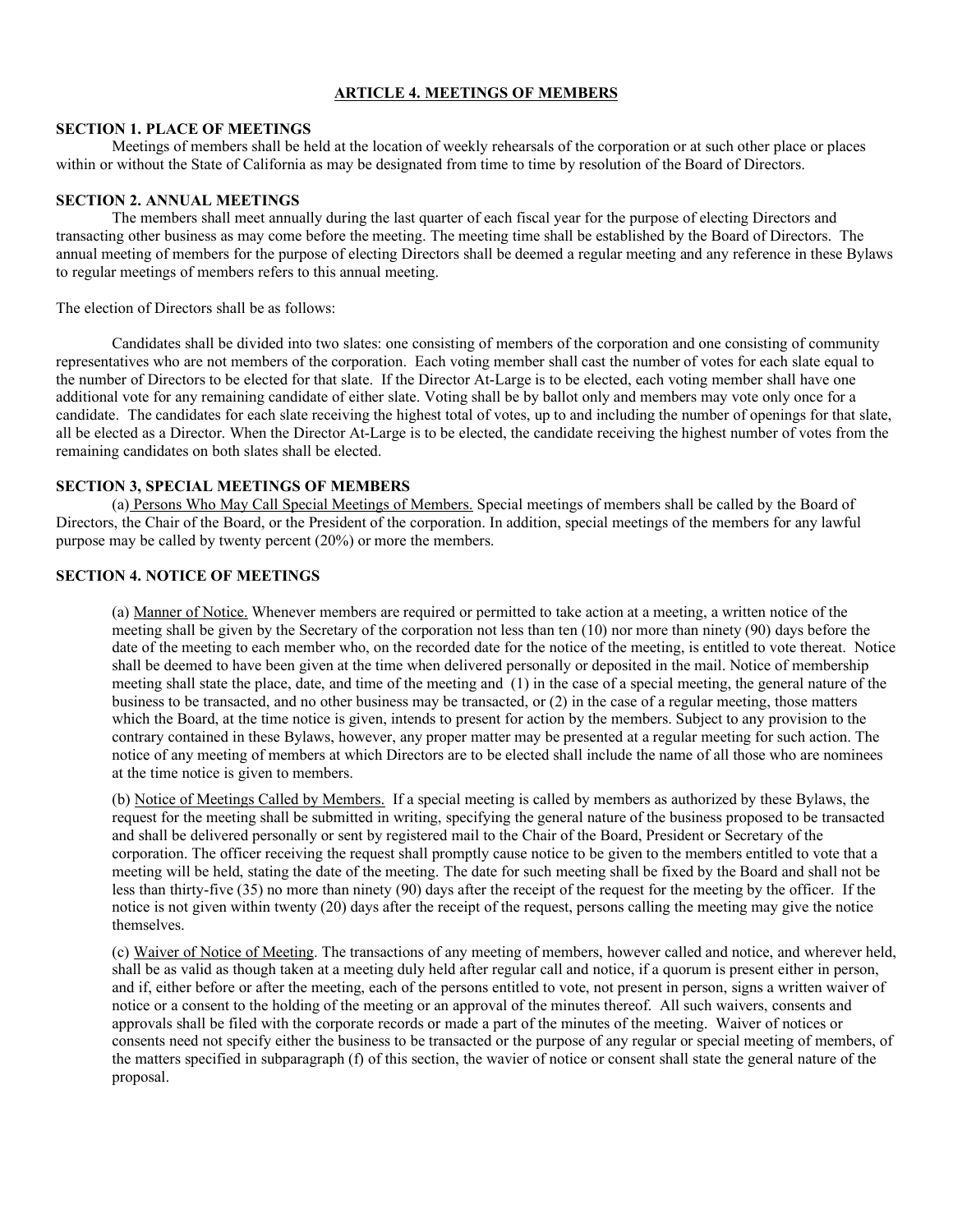## ARTICLE 4. MEETINGS OF MEMBERS

**SECTION 1. PLACE OF MEETINGS**

Meetings of members shall be held at the location of weekly rehearsals of the corporation or at such other place or places within or without the State of California as may be designated from time to time by resolution of the Board of Directors.

**SECTION 2. ANNUAL MEETINGS**

The members shall meet annually during the last quarter of each fiscal year for the purpose of electing Directors and transacting other business as may come before the meeting. The meeting time shall be established by the Board of Directors. The annual meeting of members for the purpose of electing Directors shall be deemed a regular meeting and any reference in these Bylaws to regular meetings of members refers to this annual meeting.

The election of Directors shall be as follows:

Candidates shall be divided into two slates: one consisting of members of the corporation and one consisting of community representatives who are not members of the corporation. Each voting member shall cast the number of votes for each slate equal to the number of Directors to be elected for that slate. If the Director At-Large is to be elected, each voting member shall have one additional vote for any remaining candidate of either slate. Voting shall be by ballot only and members may vote only once for a candidate. The candidates for each slate receiving the highest total of votes, up to and including the number of openings for that slate, all be elected as a Director. When the Director At-Large is to be elected, the candidate receiving the highest number of votes from the remaining candidates on both slates shall be elected.

**SECTION 3, SPECIAL MEETINGS OF MEMBERS**

(a) Persons Who May Call Special Meetings of Members. Special meetings of members shall be called by the Board of Directors, the Chair of the Board, or the President of the corporation. In addition, special meetings of the members for any lawful purpose may be called by twenty percent (20%) or more the members.

**SECTION 4. NOTICE OF MEETINGS**

(a) Manner of Notice. Whenever members are required or permitted to take action at a meeting, a written notice of the meeting shall be given by the Secretary of the corporation not less than ten (10) nor more than ninety (90) days before the date of the meeting to each member who, on the recorded date for the notice of the meeting, is entitled to vote thereat. Notice shall be deemed to have been given at the time when delivered personally or deposited in the mail. Notice of membership meeting shall state the place, date, and time of the meeting and (1) in the case of a special meeting, the general nature of the business to be transacted, and no other business may be transacted, or (2) in the case of a regular meeting, those matters which the Board, at the time notice is given, intends to present for action by the members. Subject to any provision to the contrary contained in these Bylaws, however, any proper matter may be presented at a regular meeting for such action. The notice of any meeting of members at which Directors are to be elected shall include the name of all those who are nominees at the time notice is given to members.

(b) Notice of Meetings Called by Members. If a special meeting is called by members as authorized by these Bylaws, the request for the meeting shall be submitted in writing, specifying the general nature of the business proposed to be transacted and shall be delivered personally or sent by registered mail to the Chair of the Board, President or Secretary of the corporation. The officer receiving the request shall promptly cause notice to be given to the members entitled to vote that a meeting will be held, stating the date of the meeting. The date for such meeting shall be fixed by the Board and shall not be less than thirty-five (35) no more than ninety (90) days after the receipt of the request for the meeting by the officer. If the notice is not given within twenty (20) days after the receipt of the request, persons calling the meeting may give the notice themselves.

(c) Waiver of Notice of Meeting. The transactions of any meeting of members, however called and notice, and wherever held, shall be as valid as though taken at a meeting duly held after regular call and notice, if a quorum is present either in person, and if, either before or after the meeting, each of the persons entitled to vote, not present in person, signs a written waiver of notice or a consent to the holding of the meeting or an approval of the minutes thereof. All such waivers, consents and approvals shall be filed with the corporate records or made a part of the minutes of the meeting. Waiver of notices or consents need not specify either the business to be transacted or the purpose of any regular or special meeting of members, of the matters specified in subparagraph (f) of this section, the wavier of notice or consent shall state the general nature of the proposal.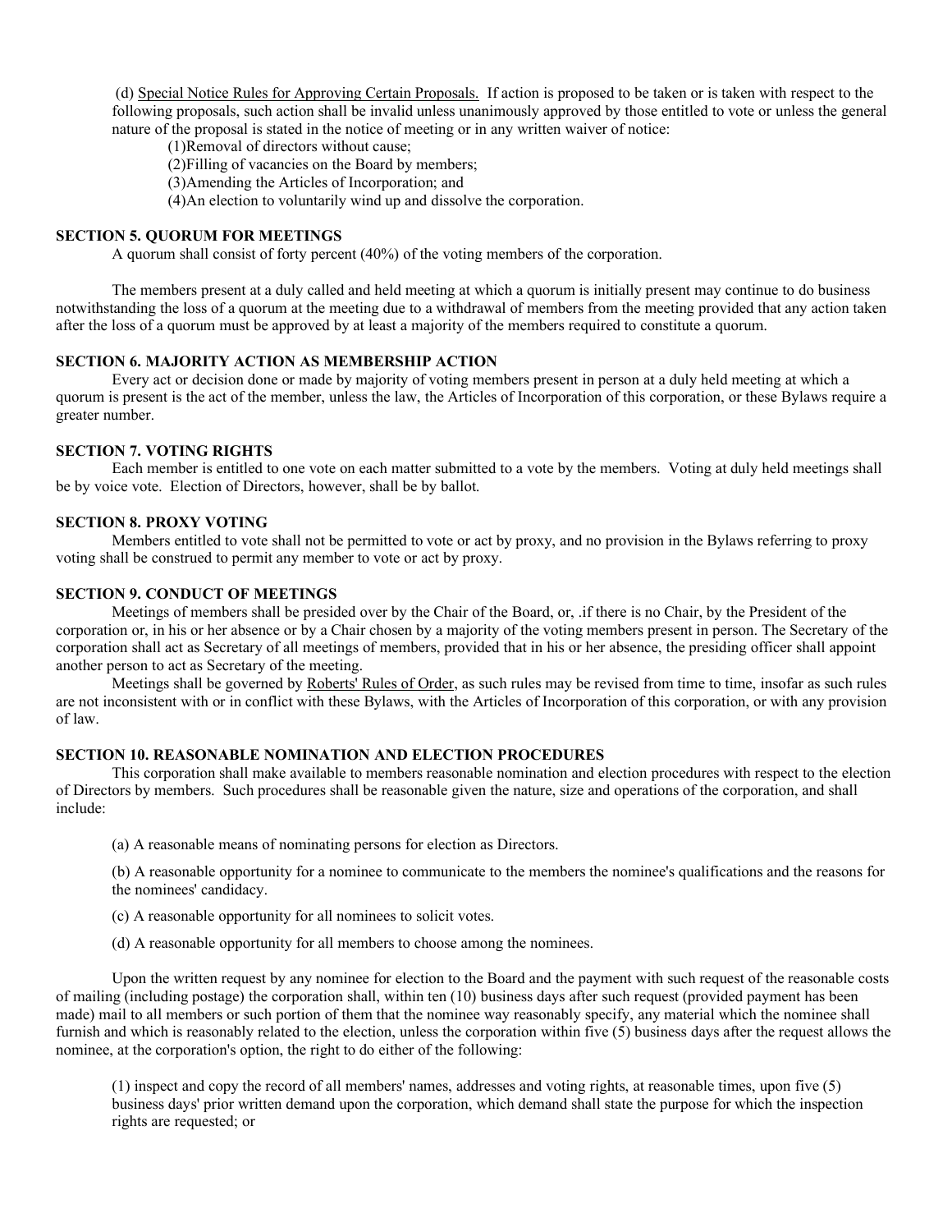(d) Special Notice Rules for Approving Certain Proposals. If action is proposed to be taken or is taken with respect to the following proposals, such action shall be invalid unless unanimously approved by those entitled to vote or unless the general nature of the proposal is stated in the notice of meeting or in any written waiver of notice:

(1)Removal of directors without cause;

(2)Filling of vacancies on the Board by members;

(3)Amending the Articles of Incorporation; and

(4)An election to voluntarily wind up and dissolve the corporation.

**SECTION 5. QUORUM FOR MEETINGS**

A quorum shall consist of forty percent (40%) of the voting members of the corporation.

The members present at a duly called and held meeting at which a quorum is initially present may continue to do business notwithstanding the loss of a quorum at the meeting due to a withdrawal of members from the meeting provided that any action taken after the loss of a quorum must be approved by at least a majority of the members required to constitute a quorum.

**SECTION 6. MAJORITY ACTION AS MEMBERSHIP ACTION**

Every act or decision done or made by majority of voting members present in person at a duly held meeting at which a quorum is present is the act of the member, unless the law, the Articles of Incorporation of this corporation, or these Bylaws require a greater number.

**SECTION 7. VOTING RIGHTS**

Each member is entitled to one vote on each matter submitted to a vote by the members. Voting at duly held meetings shall be by voice vote. Election of Directors, however, shall be by ballot.

**SECTION 8. PROXY VOTING**

Members entitled to vote shall not be permitted to vote or act by proxy, and no provision in the Bylaws referring to proxy voting shall be construed to permit any member to vote or act by proxy.

**SECTION 9. CONDUCT OF MEETINGS**

Meetings of members shall be presided over by the Chair of the Board, or, .if there is no Chair, by the President of the corporation or, in his or her absence or by a Chair chosen by a majority of the voting members present in person. The Secretary of the corporation shall act as Secretary of all meetings of members, provided that in his or her absence, the presiding officer shall appoint another person to act as Secretary of the meeting.

Meetings shall be governed by Roberts' Rules of Order, as such rules may be revised from time to time, insofar as such rules are not inconsistent with or in conflict with these Bylaws, with the Articles of Incorporation of this corporation, or with any provision of law.

**SECTION 10. REASONABLE NOMINATION AND ELECTION PROCEDURES**

This corporation shall make available to members reasonable nomination and election procedures with respect to the election of Directors by members. Such procedures shall be reasonable given the nature, size and operations of the corporation, and shall include:

(a) A reasonable means of nominating persons for election as Directors.

(b) A reasonable opportunity for a nominee to communicate to the members the nominee's qualifications and the reasons for the nominees' candidacy.

(c) A reasonable opportunity for all nominees to solicit votes.

(d) A reasonable opportunity for all members to choose among the nominees.

Upon the written request by any nominee for election to the Board and the payment with such request of the reasonable costs of mailing (including postage) the corporation shall, within ten (10) business days after such request (provided payment has been made) mail to all members or such portion of them that the nominee way reasonably specify, any material which the nominee shall furnish and which is reasonably related to the election, unless the corporation within five (5) business days after the request allows the nominee, at the corporation's option, the right to do either of the following:

(1) inspect and copy the record of all members' names, addresses and voting rights, at reasonable times, upon five (5) business days' prior written demand upon the corporation, which demand shall state the purpose for which the inspection rights are requested; or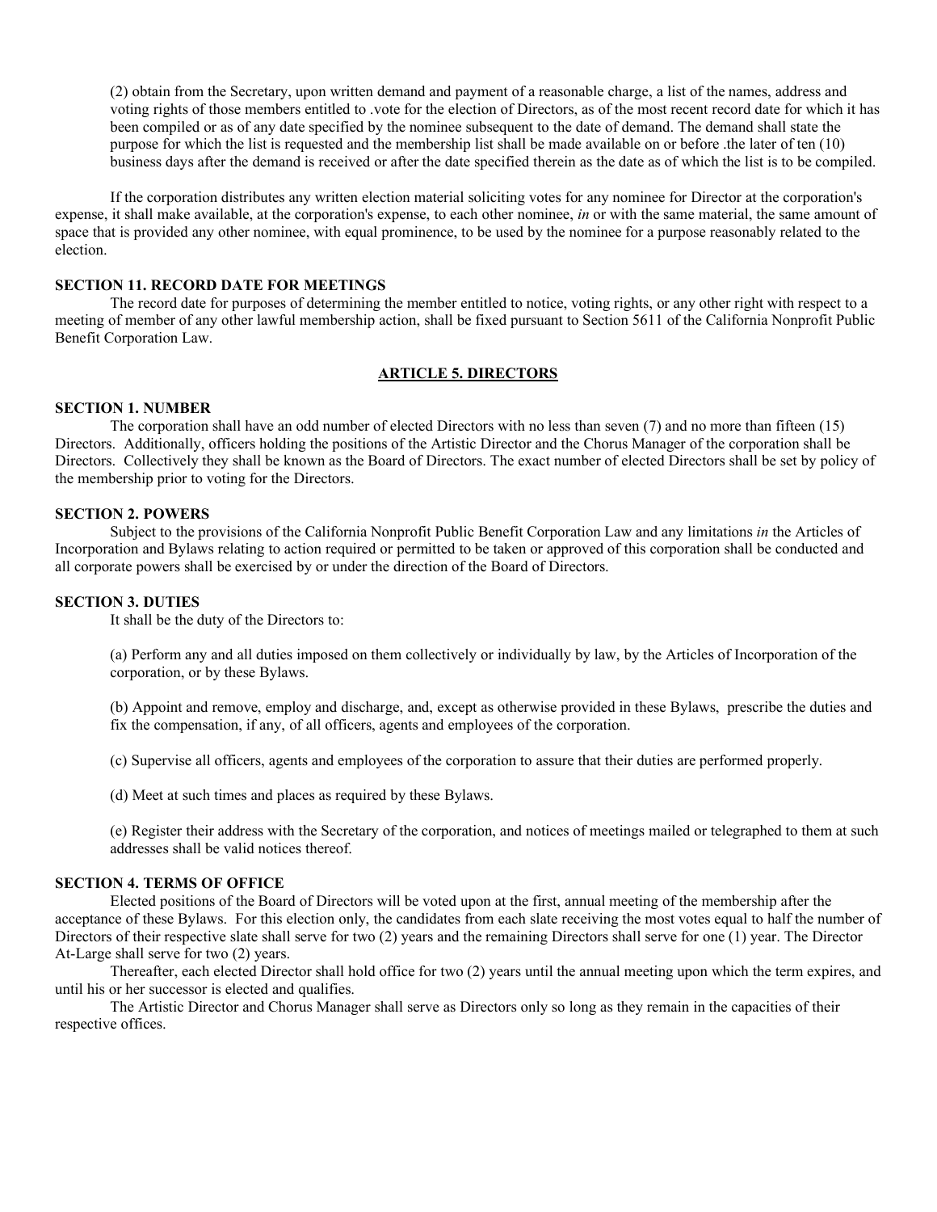(2) obtain from the Secretary, upon written demand and payment of a reasonable charge, a list of the names, address and voting rights of those members entitled to .vote for the election of Directors, as of the most recent record date for which it has been compiled or as of any date specified by the nominee subsequent to the date of demand. The demand shall state the purpose for which the list is requested and the membership list shall be made available on or before .the later of ten (10) business days after the demand is received or after the date specified therein as the date as of which the list is to be compiled.

If the corporation distributes any written election material soliciting votes for any nominee for Director at the corporation's expense, it shall make available, at the corporation's expense, to each other nominee, *in* or with the same material, the same amount of space that is provided any other nominee, with equal prominence, to be used by the nominee for a purpose reasonably related to the election.

**SECTION 11. RECORD DATE FOR MEETINGS**

The record date for purposes of determining the member entitled to notice, voting rights, or any other right with respect to a meeting of member of any other lawful membership action, shall be fixed pursuant to Section 5611 of the California Nonprofit Public Benefit Corporation Law.

## ARTICLE 5. DIRECTORS

**SECTION 1. NUMBER**

The corporation shall have an odd number of elected Directors with no less than seven (7) and no more than fifteen (15) Directors. Additionally, officers holding the positions of the Artistic Director and the Chorus Manager of the corporation shall be Directors. Collectively they shall be known as the Board of Directors. The exact number of elected Directors shall be set by policy of the membership prior to voting for the Directors.

**SECTION 2. POWERS**

Subject to the provisions of the California Nonprofit Public Benefit Corporation Law and any limitations *in* the Articles of Incorporation and Bylaws relating to action required or permitted to be taken or approved of this corporation shall be conducted and all corporate powers shall be exercised by or under the direction of the Board of Directors.

**SECTION 3. DUTIES**

It shall be the duty of the Directors to:

(a) Perform any and all duties imposed on them collectively or individually by law, by the Articles of Incorporation of the corporation, or by these Bylaws.

(b) Appoint and remove, employ and discharge, and, except as otherwise provided in these Bylaws, prescribe the duties and fix the compensation, if any, of all officers, agents and employees of the corporation.

(c) Supervise all officers, agents and employees of the corporation to assure that their duties are performed properly.

(d) Meet at such times and places as required by these Bylaws.

(e) Register their address with the Secretary of the corporation, and notices of meetings mailed or telegraphed to them at such addresses shall be valid notices thereof.

**SECTION 4. TERMS OF OFFICE**

Elected positions of the Board of Directors will be voted upon at the first, annual meeting of the membership after the acceptance of these Bylaws. For this election only, the candidates from each slate receiving the most votes equal to half the number of Directors of their respective slate shall serve for two (2) years and the remaining Directors shall serve for one (1) year. The Director At-Large shall serve for two (2) years.

Thereafter, each elected Director shall hold office for two (2) years until the annual meeting upon which the term expires, and until his or her successor is elected and qualifies.

The Artistic Director and Chorus Manager shall serve as Directors only so long as they remain in the capacities of their respective offices.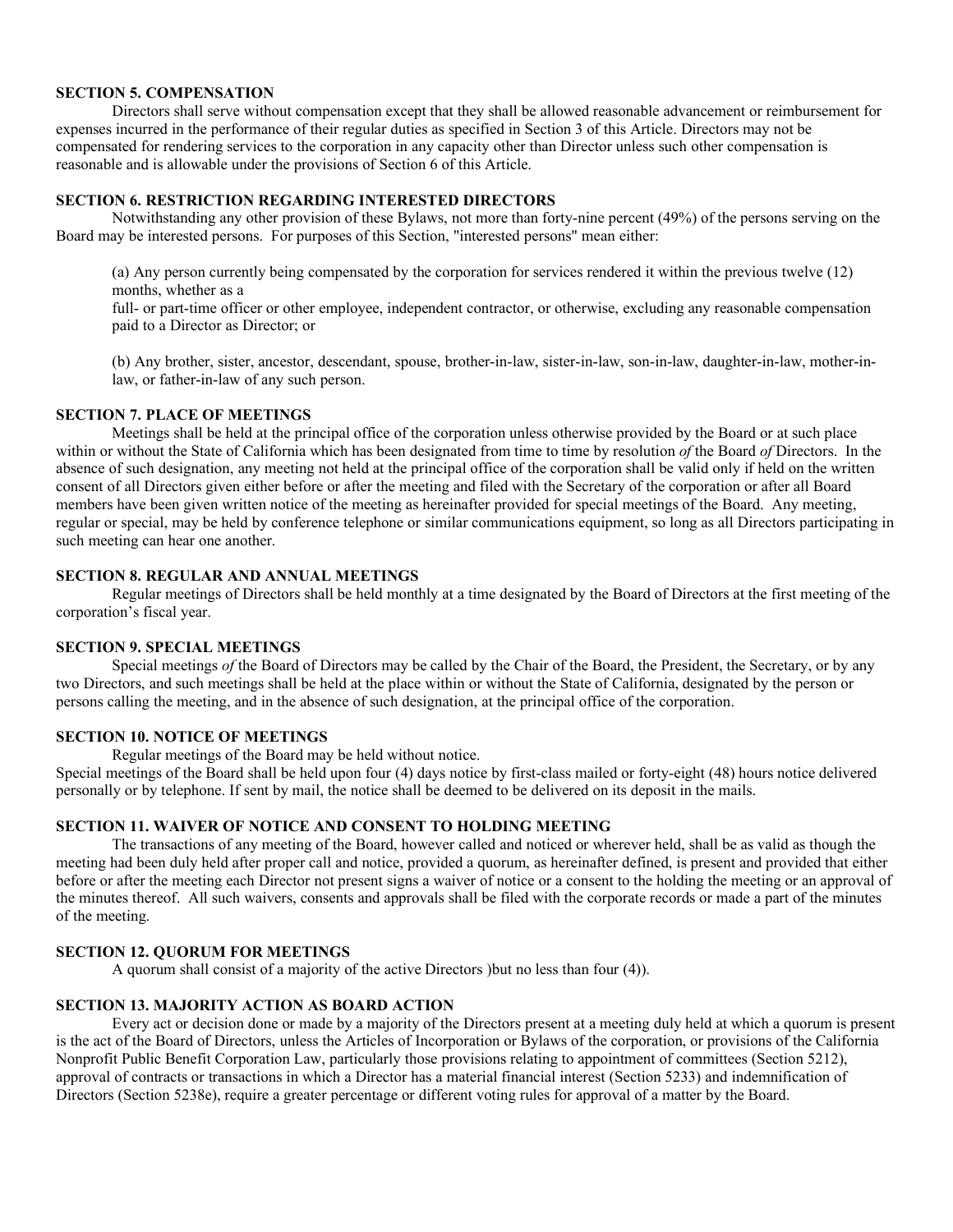**SECTION 5. COMPENSATION**

Directors shall serve without compensation except that they shall be allowed reasonable advancement or reimbursement for expenses incurred in the performance of their regular duties as specified in Section 3 of this Article. Directors may not be compensated for rendering services to the corporation in any capacity other than Director unless such other compensation is reasonable and is allowable under the provisions of Section 6 of this Article.

**SECTION 6. RESTRICTION REGARDING INTERESTED DIRECTORS**

Notwithstanding any other provision of these Bylaws, not more than forty-nine percent (49%) of the persons serving on the Board may be interested persons. For purposes of this Section, "interested persons" mean either:

(a) Any person currently being compensated by the corporation for services rendered it within the previous twelve (12) months, whether as a
full- or part-time officer or other employee, independent contractor, or otherwise, excluding any reasonable compensation paid to a Director as Director; or

(b) Any brother, sister, ancestor, descendant, spouse, brother-in-law, sister-in-law, son-in-law, daughter-in-law, mother-in-law, or father-in-law of any such person.

**SECTION 7. PLACE OF MEETINGS**

Meetings shall be held at the principal office of the corporation unless otherwise provided by the Board or at such place within or without the State of California which has been designated from time to time by resolution *of* the Board *of* Directors. In the absence of such designation, any meeting not held at the principal office of the corporation shall be valid only if held on the written consent of all Directors given either before or after the meeting and filed with the Secretary of the corporation or after all Board members have been given written notice of the meeting as hereinafter provided for special meetings of the Board. Any meeting, regular or special, may be held by conference telephone or similar communications equipment, so long as all Directors participating in such meeting can hear one another.

**SECTION 8. REGULAR AND ANNUAL MEETINGS**

Regular meetings of Directors shall be held monthly at a time designated by the Board of Directors at the first meeting of the corporation's fiscal year.

**SECTION 9. SPECIAL MEETINGS**

Special meetings *of* the Board of Directors may be called by the Chair of the Board, the President, the Secretary, or by any two Directors, and such meetings shall be held at the place within or without the State of California, designated by the person or persons calling the meeting, and in the absence of such designation, at the principal office of the corporation.

**SECTION 10. NOTICE OF MEETINGS**

Regular meetings of the Board may be held without notice.
Special meetings of the Board shall be held upon four (4) days notice by first-class mailed or forty-eight (48) hours notice delivered personally or by telephone. If sent by mail, the notice shall be deemed to be delivered on its deposit in the mails.

**SECTION 11. WAIVER OF NOTICE AND CONSENT TO HOLDING MEETING**

The transactions of any meeting of the Board, however called and noticed or wherever held, shall be as valid as though the meeting had been duly held after proper call and notice, provided a quorum, as hereinafter defined, is present and provided that either before or after the meeting each Director not present signs a waiver of notice or a consent to the holding the meeting or an approval of the minutes thereof. All such waivers, consents and approvals shall be filed with the corporate records or made a part of the minutes of the meeting.

**SECTION 12. QUORUM FOR MEETINGS**

A quorum shall consist of a majority of the active Directors )but no less than four (4)).

**SECTION 13. MAJORITY ACTION AS BOARD ACTION**

Every act or decision done or made by a majority of the Directors present at a meeting duly held at which a quorum is present is the act of the Board of Directors, unless the Articles of Incorporation or Bylaws of the corporation, or provisions of the California Nonprofit Public Benefit Corporation Law, particularly those provisions relating to appointment of committees (Section 5212), approval of contracts or transactions in which a Director has a material financial interest (Section 5233) and indemnification of Directors (Section 5238e), require a greater percentage or different voting rules for approval of a matter by the Board.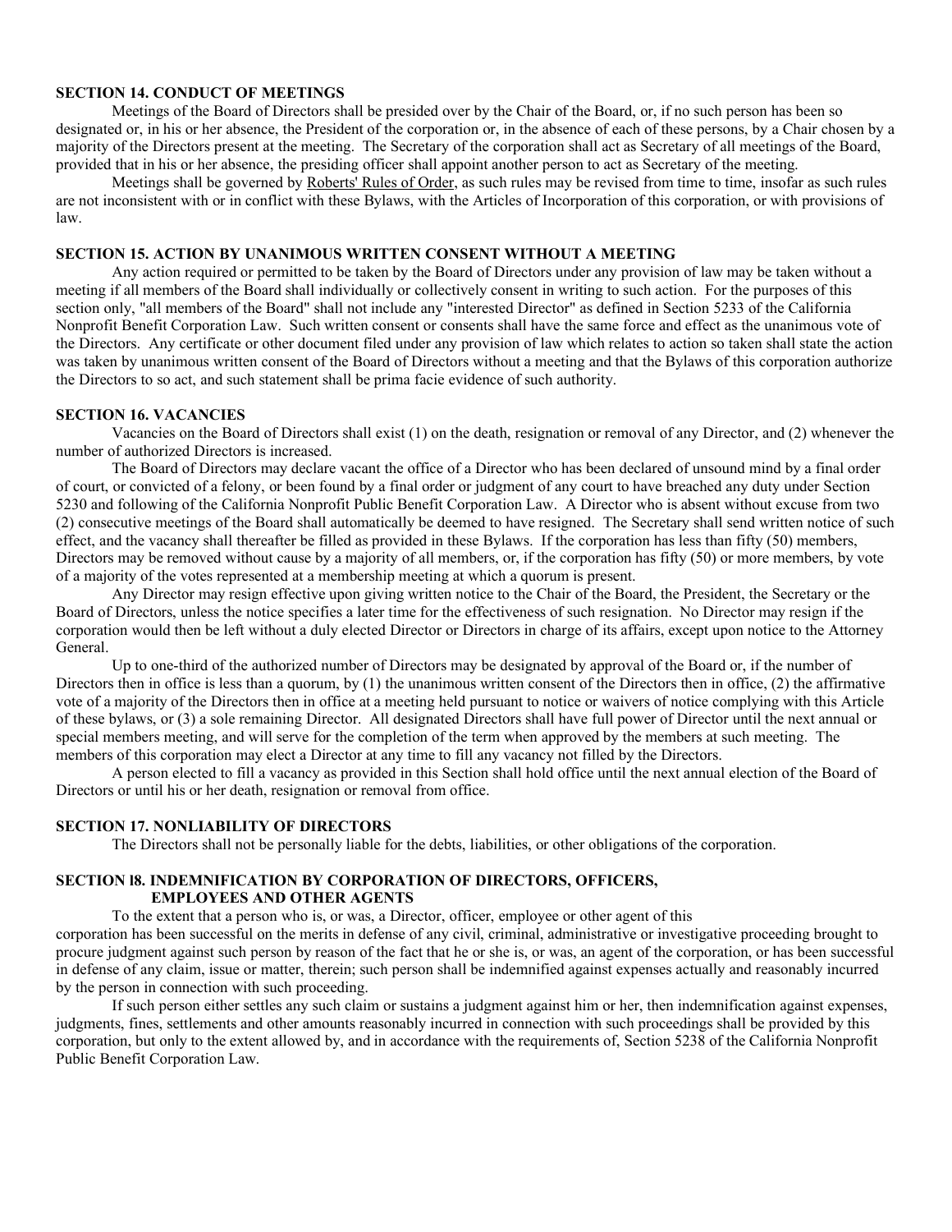**SECTION 14. CONDUCT OF MEETINGS**

Meetings of the Board of Directors shall be presided over by the Chair of the Board, or, if no such person has been so designated or, in his or her absence, the President of the corporation or, in the absence of each of these persons, by a Chair chosen by a majority of the Directors present at the meeting. The Secretary of the corporation shall act as Secretary of all meetings of the Board, provided that in his or her absence, the presiding officer shall appoint another person to act as Secretary of the meeting.

Meetings shall be governed by Roberts' Rules of Order, as such rules may be revised from time to time, insofar as such rules are not inconsistent with or in conflict with these Bylaws, with the Articles of Incorporation of this corporation, or with provisions of law.

**SECTION 15. ACTION BY UNANIMOUS WRITTEN CONSENT WITHOUT A MEETING**

Any action required or permitted to be taken by the Board of Directors under any provision of law may be taken without a meeting if all members of the Board shall individually or collectively consent in writing to such action. For the purposes of this section only, "all members of the Board" shall not include any "interested Director" as defined in Section 5233 of the California Nonprofit Benefit Corporation Law. Such written consent or consents shall have the same force and effect as the unanimous vote of the Directors. Any certificate or other document filed under any provision of law which relates to action so taken shall state the action was taken by unanimous written consent of the Board of Directors without a meeting and that the Bylaws of this corporation authorize the Directors to so act, and such statement shall be prima facie evidence of such authority.

**SECTION 16. VACANCIES**

Vacancies on the Board of Directors shall exist (1) on the death, resignation or removal of any Director, and (2) whenever the number of authorized Directors is increased.

The Board of Directors may declare vacant the office of a Director who has been declared of unsound mind by a final order of court, or convicted of a felony, or been found by a final order or judgment of any court to have breached any duty under Section 5230 and following of the California Nonprofit Public Benefit Corporation Law. A Director who is absent without excuse from two (2) consecutive meetings of the Board shall automatically be deemed to have resigned. The Secretary shall send written notice of such effect, and the vacancy shall thereafter be filled as provided in these Bylaws. If the corporation has less than fifty (50) members, Directors may be removed without cause by a majority of all members, or, if the corporation has fifty (50) or more members, by vote of a majority of the votes represented at a membership meeting at which a quorum is present.

Any Director may resign effective upon giving written notice to the Chair of the Board, the President, the Secretary or the Board of Directors, unless the notice specifies a later time for the effectiveness of such resignation. No Director may resign if the corporation would then be left without a duly elected Director or Directors in charge of its affairs, except upon notice to the Attorney General.

Up to one-third of the authorized number of Directors may be designated by approval of the Board or, if the number of Directors then in office is less than a quorum, by (1) the unanimous written consent of the Directors then in office, (2) the affirmative vote of a majority of the Directors then in office at a meeting held pursuant to notice or waivers of notice complying with this Article of these bylaws, or (3) a sole remaining Director. All designated Directors shall have full power of Director until the next annual or special members meeting, and will serve for the completion of the term when approved by the members at such meeting. The members of this corporation may elect a Director at any time to fill any vacancy not filled by the Directors.

A person elected to fill a vacancy as provided in this Section shall hold office until the next annual election of the Board of Directors or until his or her death, resignation or removal from office.

**SECTION 17. NONLIABILITY OF DIRECTORS**

The Directors shall not be personally liable for the debts, liabilities, or other obligations of the corporation.

**SECTION l8. INDEMNIFICATION BY CORPORATION OF DIRECTORS, OFFICERS, EMPLOYEES AND OTHER AGENTS**

To the extent that a person who is, or was, a Director, officer, employee or other agent of this corporation has been successful on the merits in defense of any civil, criminal, administrative or investigative proceeding brought to procure judgment against such person by reason of the fact that he or she is, or was, an agent of the corporation, or has been successful in defense of any claim, issue or matter, therein; such person shall be indemnified against expenses actually and reasonably incurred by the person in connection with such proceeding.

If such person either settles any such claim or sustains a judgment against him or her, then indemnification against expenses, judgments, fines, settlements and other amounts reasonably incurred in connection with such proceedings shall be provided by this corporation, but only to the extent allowed by, and in accordance with the requirements of, Section 5238 of the California Nonprofit Public Benefit Corporation Law.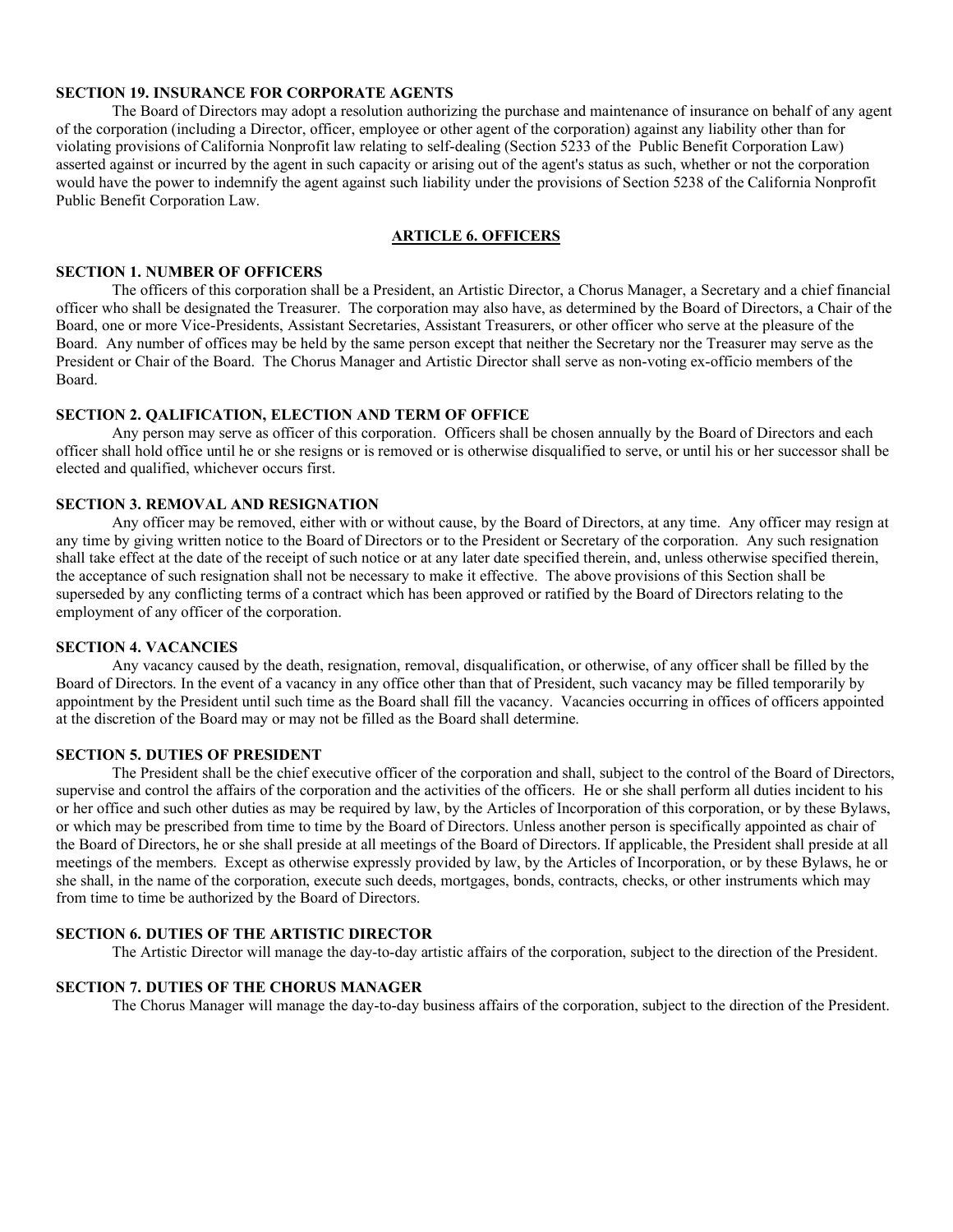**SECTION 19. INSURANCE FOR CORPORATE AGENTS**

The Board of Directors may adopt a resolution authorizing the purchase and maintenance of insurance on behalf of any agent of the corporation (including a Director, officer, employee or other agent of the corporation) against any liability other than for violating provisions of California Nonprofit law relating to self-dealing (Section 5233 of the Public Benefit Corporation Law) asserted against or incurred by the agent in such capacity or arising out of the agent's status as such, whether or not the corporation would have the power to indemnify the agent against such liability under the provisions of Section 5238 of the California Nonprofit Public Benefit Corporation Law.

## ARTICLE 6. OFFICERS

**SECTION 1. NUMBER OF OFFICERS**

The officers of this corporation shall be a President, an Artistic Director, a Chorus Manager, a Secretary and a chief financial officer who shall be designated the Treasurer. The corporation may also have, as determined by the Board of Directors, a Chair of the Board, one or more Vice-Presidents, Assistant Secretaries, Assistant Treasurers, or other officer who serve at the pleasure of the Board. Any number of offices may be held by the same person except that neither the Secretary nor the Treasurer may serve as the President or Chair of the Board. The Chorus Manager and Artistic Director shall serve as non-voting ex-officio members of the Board.

**SECTION 2. QALIFICATION, ELECTION AND TERM OF OFFICE**

Any person may serve as officer of this corporation. Officers shall be chosen annually by the Board of Directors and each officer shall hold office until he or she resigns or is removed or is otherwise disqualified to serve, or until his or her successor shall be elected and qualified, whichever occurs first.

**SECTION 3. REMOVAL AND RESIGNATION**

Any officer may be removed, either with or without cause, by the Board of Directors, at any time. Any officer may resign at any time by giving written notice to the Board of Directors or to the President or Secretary of the corporation. Any such resignation shall take effect at the date of the receipt of such notice or at any later date specified therein, and, unless otherwise specified therein, the acceptance of such resignation shall not be necessary to make it effective. The above provisions of this Section shall be superseded by any conflicting terms of a contract which has been approved or ratified by the Board of Directors relating to the employment of any officer of the corporation.

**SECTION 4. VACANCIES**

Any vacancy caused by the death, resignation, removal, disqualification, or otherwise, of any officer shall be filled by the Board of Directors. In the event of a vacancy in any office other than that of President, such vacancy may be filled temporarily by appointment by the President until such time as the Board shall fill the vacancy. Vacancies occurring in offices of officers appointed at the discretion of the Board may or may not be filled as the Board shall determine.

**SECTION 5. DUTIES OF PRESIDENT**

The President shall be the chief executive officer of the corporation and shall, subject to the control of the Board of Directors, supervise and control the affairs of the corporation and the activities of the officers. He or she shall perform all duties incident to his or her office and such other duties as may be required by law, by the Articles of Incorporation of this corporation, or by these Bylaws, or which may be prescribed from time to time by the Board of Directors. Unless another person is specifically appointed as chair of the Board of Directors, he or she shall preside at all meetings of the Board of Directors. If applicable, the President shall preside at all meetings of the members. Except as otherwise expressly provided by law, by the Articles of Incorporation, or by these Bylaws, he or she shall, in the name of the corporation, execute such deeds, mortgages, bonds, contracts, checks, or other instruments which may from time to time be authorized by the Board of Directors.

**SECTION 6. DUTIES OF THE ARTISTIC DIRECTOR**

The Artistic Director will manage the day-to-day artistic affairs of the corporation, subject to the direction of the President.

**SECTION 7. DUTIES OF THE CHORUS MANAGER**

The Chorus Manager will manage the day-to-day business affairs of the corporation, subject to the direction of the President.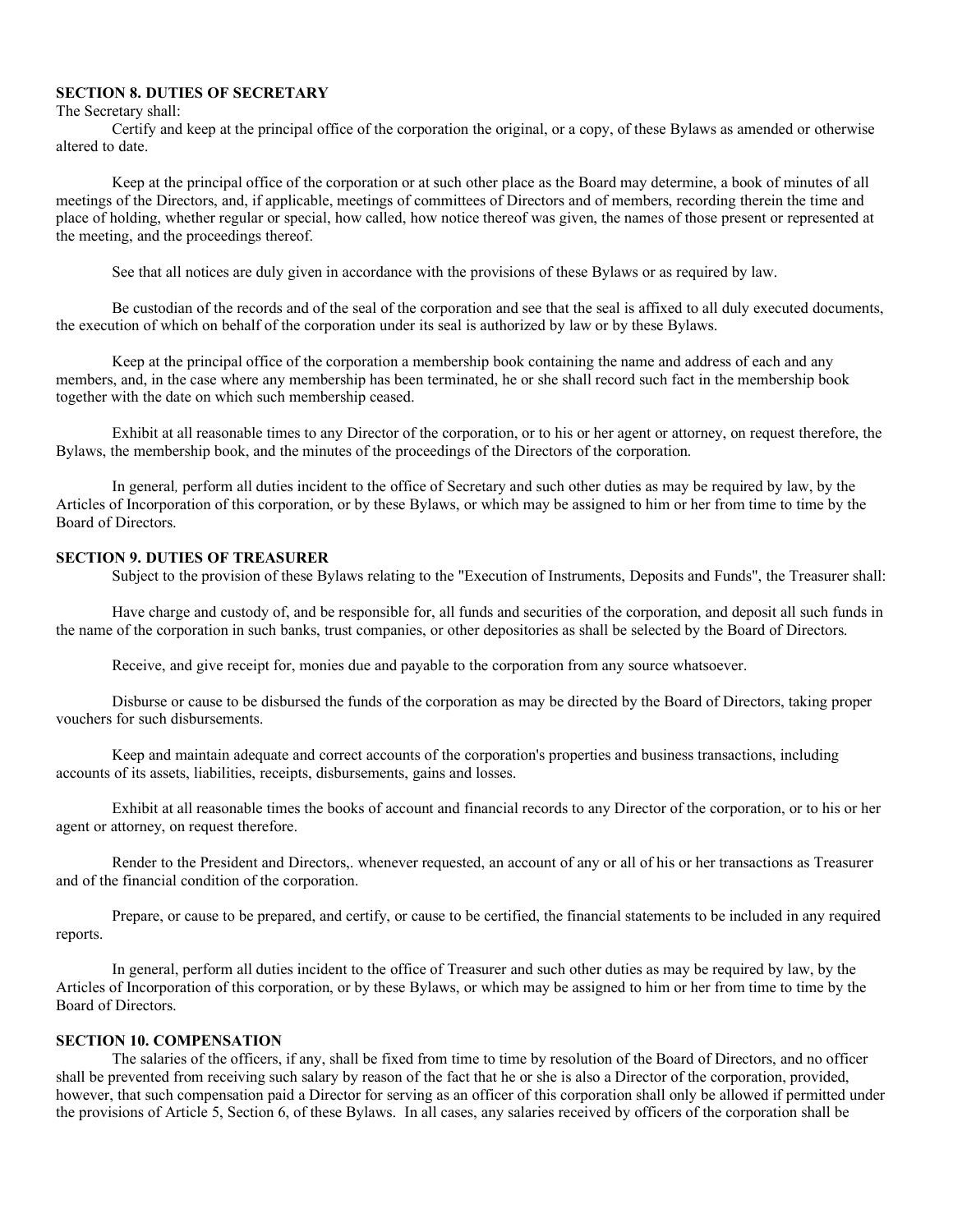**SECTION 8. DUTIES OF SECRETARY**

The Secretary shall:

Certify and keep at the principal office of the corporation the original, or a copy, of these Bylaws as amended or otherwise altered to date.

Keep at the principal office of the corporation or at such other place as the Board may determine, a book of minutes of all meetings of the Directors, and, if applicable, meetings of committees of Directors and of members, recording therein the time and place of holding, whether regular or special, how called, how notice thereof was given, the names of those present or represented at the meeting, and the proceedings thereof.

See that all notices are duly given in accordance with the provisions of these Bylaws or as required by law.

Be custodian of the records and of the seal of the corporation and see that the seal is affixed to all duly executed documents, the execution of which on behalf of the corporation under its seal is authorized by law or by these Bylaws.

Keep at the principal office of the corporation a membership book containing the name and address of each and any members, and, in the case where any membership has been terminated, he or she shall record such fact in the membership book together with the date on which such membership ceased.

Exhibit at all reasonable times to any Director of the corporation, or to his or her agent or attorney, on request therefore, the Bylaws, the membership book, and the minutes of the proceedings of the Directors of the corporation.

In general*,* perform all duties incident to the office of Secretary and such other duties as may be required by law, by the Articles of Incorporation of this corporation, or by these Bylaws, or which may be assigned to him or her from time to time by the Board of Directors.

**SECTION 9. DUTIES OF TREASURER**

Subject to the provision of these Bylaws relating to the "Execution of Instruments, Deposits and Funds", the Treasurer shall:

Have charge and custody of, and be responsible for, all funds and securities of the corporation, and deposit all such funds in the name of the corporation in such banks, trust companies, or other depositories as shall be selected by the Board of Directors.

Receive, and give receipt for, monies due and payable to the corporation from any source whatsoever.

Disburse or cause to be disbursed the funds of the corporation as may be directed by the Board of Directors, taking proper vouchers for such disbursements.

Keep and maintain adequate and correct accounts of the corporation's properties and business transactions, including accounts of its assets, liabilities, receipts, disbursements, gains and losses.

Exhibit at all reasonable times the books of account and financial records to any Director of the corporation, or to his or her agent or attorney, on request therefore.

Render to the President and Directors,. whenever requested, an account of any or all of his or her transactions as Treasurer and of the financial condition of the corporation.

Prepare, or cause to be prepared, and certify, or cause to be certified, the financial statements to be included in any required reports.

In general, perform all duties incident to the office of Treasurer and such other duties as may be required by law, by the Articles of Incorporation of this corporation, or by these Bylaws, or which may be assigned to him or her from time to time by the Board of Directors.

**SECTION 10. COMPENSATION**

The salaries of the officers, if any, shall be fixed from time to time by resolution of the Board of Directors, and no officer shall be prevented from receiving such salary by reason of the fact that he or she is also a Director of the corporation, provided, however, that such compensation paid a Director for serving as an officer of this corporation shall only be allowed if permitted under the provisions of Article 5, Section 6, of these Bylaws. In all cases, any salaries received by officers of the corporation shall be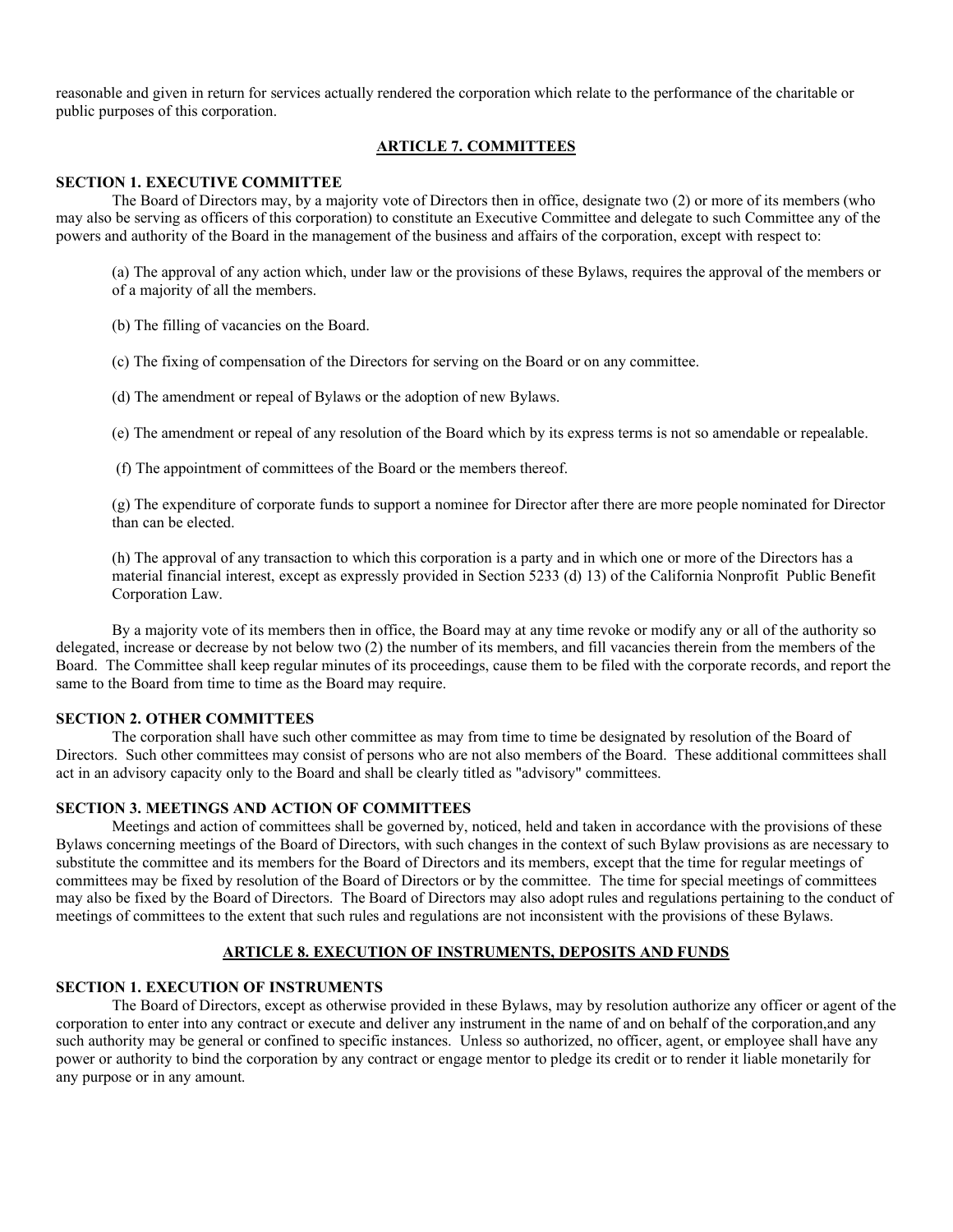reasonable and given in return for services actually rendered the corporation which relate to the performance of the charitable or public purposes of this corporation.

## ARTICLE 7. COMMITTEES

### SECTION 1. EXECUTIVE COMMITTEE

The Board of Directors may, by a majority vote of Directors then in office, designate two (2) or more of its members (who may also be serving as officers of this corporation) to constitute an Executive Committee and delegate to such Committee any of the powers and authority of the Board in the management of the business and affairs of the corporation, except with respect to:

(a) The approval of any action which, under law or the provisions of these Bylaws, requires the approval of the members or of a majority of all the members.

(b) The filling of vacancies on the Board.

(c) The fixing of compensation of the Directors for serving on the Board or on any committee.

(d) The amendment or repeal of Bylaws or the adoption of new Bylaws.

(e) The amendment or repeal of any resolution of the Board which by its express terms is not so amendable or repealable.

(f) The appointment of committees of the Board or the members thereof.

(g) The expenditure of corporate funds to support a nominee for Director after there are more people nominated for Director than can be elected.

(h) The approval of any transaction to which this corporation is a party and in which one or more of the Directors has a material financial interest, except as expressly provided in Section 5233 (d) 13) of the California Nonprofit Public Benefit Corporation Law.

By a majority vote of its members then in office, the Board may at any time revoke or modify any or all of the authority so delegated, increase or decrease by not below two (2) the number of its members, and fill vacancies therein from the members of the Board. The Committee shall keep regular minutes of its proceedings, cause them to be filed with the corporate records, and report the same to the Board from time to time as the Board may require.

### SECTION 2. OTHER COMMITTEES

The corporation shall have such other committee as may from time to time be designated by resolution of the Board of Directors. Such other committees may consist of persons who are not also members of the Board. These additional committees shall act in an advisory capacity only to the Board and shall be clearly titled as "advisory" committees.

### SECTION 3. MEETINGS AND ACTION OF COMMITTEES

Meetings and action of committees shall be governed by, noticed, held and taken in accordance with the provisions of these Bylaws concerning meetings of the Board of Directors, with such changes in the context of such Bylaw provisions as are necessary to substitute the committee and its members for the Board of Directors and its members, except that the time for regular meetings of committees may be fixed by resolution of the Board of Directors or by the committee. The time for special meetings of committees may also be fixed by the Board of Directors. The Board of Directors may also adopt rules and regulations pertaining to the conduct of meetings of committees to the extent that such rules and regulations are not inconsistent with the provisions of these Bylaws.

## ARTICLE 8. EXECUTION OF INSTRUMENTS, DEPOSITS AND FUNDS

### SECTION 1. EXECUTION OF INSTRUMENTS

The Board of Directors, except as otherwise provided in these Bylaws, may by resolution authorize any officer or agent of the corporation to enter into any contract or execute and deliver any instrument in the name of and on behalf of the corporation,and any such authority may be general or confined to specific instances. Unless so authorized, no officer, agent, or employee shall have any power or authority to bind the corporation by any contract or engage mentor to pledge its credit or to render it liable monetarily for any purpose or in any amount.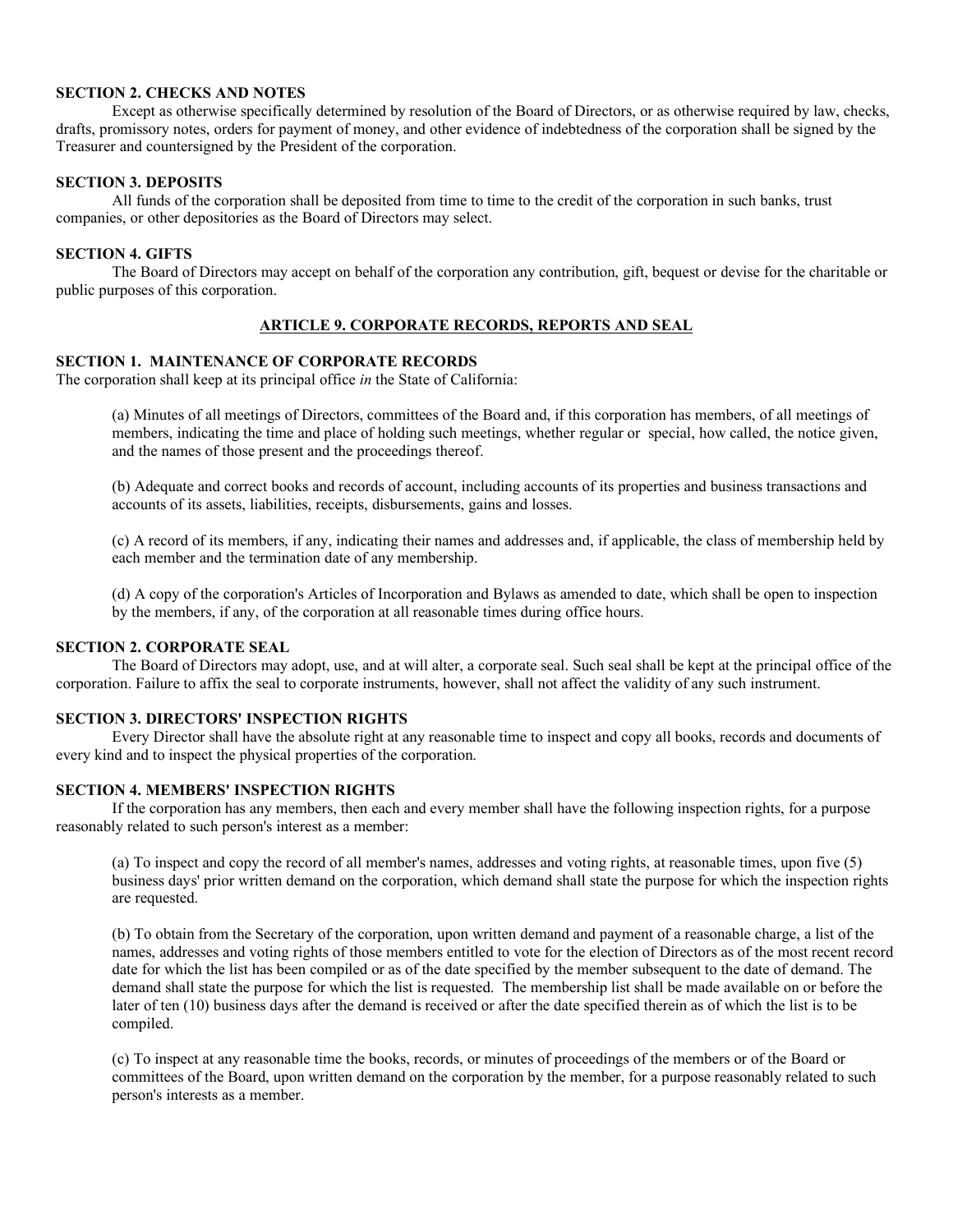**SECTION 2. CHECKS AND NOTES**

Except as otherwise specifically determined by resolution of the Board of Directors, or as otherwise required by law, checks, drafts, promissory notes, orders for payment of money, and other evidence of indebtedness of the corporation shall be signed by the Treasurer and countersigned by the President of the corporation.

**SECTION 3. DEPOSITS**

All funds of the corporation shall be deposited from time to time to the credit of the corporation in such banks, trust companies, or other depositories as the Board of Directors may select.

**SECTION 4. GIFTS**

The Board of Directors may accept on behalf of the corporation any contribution, gift, bequest or devise for the charitable or public purposes of this corporation.

## ARTICLE 9. CORPORATE RECORDS, REPORTS AND SEAL

**SECTION 1. MAINTENANCE OF CORPORATE RECORDS**

The corporation shall keep at its principal office *in* the State of California:

(a) Minutes of all meetings of Directors, committees of the Board and, if this corporation has members, of all meetings of members, indicating the time and place of holding such meetings, whether regular or special, how called, the notice given, and the names of those present and the proceedings thereof.

(b) Adequate and correct books and records of account, including accounts of its properties and business transactions and accounts of its assets, liabilities, receipts, disbursements, gains and losses.

(c) A record of its members, if any, indicating their names and addresses and, if applicable, the class of membership held by each member and the termination date of any membership.

(d) A copy of the corporation's Articles of Incorporation and Bylaws as amended to date, which shall be open to inspection by the members, if any, of the corporation at all reasonable times during office hours.

**SECTION 2. CORPORATE SEAL**

The Board of Directors may adopt, use, and at will alter, a corporate seal. Such seal shall be kept at the principal office of the corporation. Failure to affix the seal to corporate instruments, however, shall not affect the validity of any such instrument.

**SECTION 3. DIRECTORS' INSPECTION RIGHTS**

Every Director shall have the absolute right at any reasonable time to inspect and copy all books, records and documents of every kind and to inspect the physical properties of the corporation.

**SECTION 4. MEMBERS' INSPECTION RIGHTS**

If the corporation has any members, then each and every member shall have the following inspection rights, for a purpose reasonably related to such person's interest as a member:

(a) To inspect and copy the record of all member's names, addresses and voting rights, at reasonable times, upon five (5) business days' prior written demand on the corporation, which demand shall state the purpose for which the inspection rights are requested.

(b) To obtain from the Secretary of the corporation, upon written demand and payment of a reasonable charge, a list of the names, addresses and voting rights of those members entitled to vote for the election of Directors as of the most recent record date for which the list has been compiled or as of the date specified by the member subsequent to the date of demand. The demand shall state the purpose for which the list is requested. The membership list shall be made available on or before the later of ten (10) business days after the demand is received or after the date specified therein as of which the list is to be compiled.

(c) To inspect at any reasonable time the books, records, or minutes of proceedings of the members or of the Board or committees of the Board, upon written demand on the corporation by the member, for a purpose reasonably related to such person's interests as a member.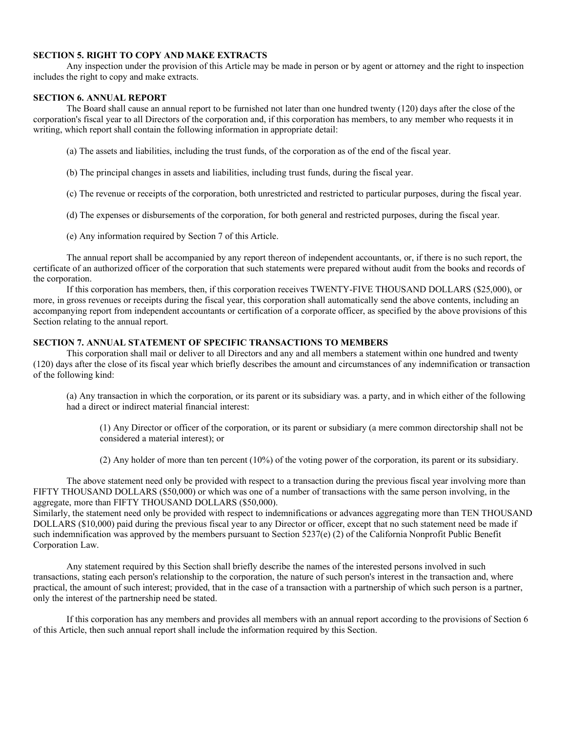**SECTION 5. RIGHT TO COPY AND MAKE EXTRACTS**

Any inspection under the provision of this Article may be made in person or by agent or attorney and the right to inspection includes the right to copy and make extracts.

**SECTION 6. ANNUAL REPORT**

The Board shall cause an annual report to be furnished not later than one hundred twenty (120) days after the close of the corporation's fiscal year to all Directors of the corporation and, if this corporation has members, to any member who requests it in writing, which report shall contain the following information in appropriate detail:

(a) The assets and liabilities, including the trust funds, of the corporation as of the end of the fiscal year.

(b) The principal changes in assets and liabilities, including trust funds, during the fiscal year.

(c) The revenue or receipts of the corporation, both unrestricted and restricted to particular purposes, during the fiscal year.

(d) The expenses or disbursements of the corporation, for both general and restricted purposes, during the fiscal year.

(e) Any information required by Section 7 of this Article.

The annual report shall be accompanied by any report thereon of independent accountants, or, if there is no such report, the certificate of an authorized officer of the corporation that such statements were prepared without audit from the books and records of the corporation.

If this corporation has members, then, if this corporation receives TWENTY-FIVE THOUSAND DOLLARS ($25,000), or more, in gross revenues or receipts during the fiscal year, this corporation shall automatically send the above contents, including an accompanying report from independent accountants or certification of a corporate officer, as specified by the above provisions of this Section relating to the annual report.

**SECTION 7. ANNUAL STATEMENT OF SPECIFIC TRANSACTIONS TO MEMBERS**

This corporation shall mail or deliver to all Directors and any and all members a statement within one hundred and twenty (120) days after the close of its fiscal year which briefly describes the amount and circumstances of any indemnification or transaction of the following kind:

(a) Any transaction in which the corporation, or its parent or its subsidiary was. a party, and in which either of the following had a direct or indirect material financial interest:

(1) Any Director or officer of the corporation, or its parent or subsidiary (a mere common directorship shall not be considered a material interest); or

(2) Any holder of more than ten percent (10%) of the voting power of the corporation, its parent or its subsidiary.

The above statement need only be provided with respect to a transaction during the previous fiscal year involving more than FIFTY THOUSAND DOLLARS ($50,000) or which was one of a number of transactions with the same person involving, in the aggregate, more than FIFTY THOUSAND DOLLARS ($50,000).

Similarly, the statement need only be provided with respect to indemnifications or advances aggregating more than TEN THOUSAND DOLLARS ($10,000) paid during the previous fiscal year to any Director or officer, except that no such statement need be made if such indemnification was approved by the members pursuant to Section 5237(e) (2) of the California Nonprofit Public Benefit Corporation Law.

Any statement required by this Section shall briefly describe the names of the interested persons involved in such transactions, stating each person's relationship to the corporation, the nature of such person's interest in the transaction and, where practical, the amount of such interest; provided, that in the case of a transaction with a partnership of which such person is a partner, only the interest of the partnership need be stated.

If this corporation has any members and provides all members with an annual report according to the provisions of Section 6 of this Article, then such annual report shall include the information required by this Section.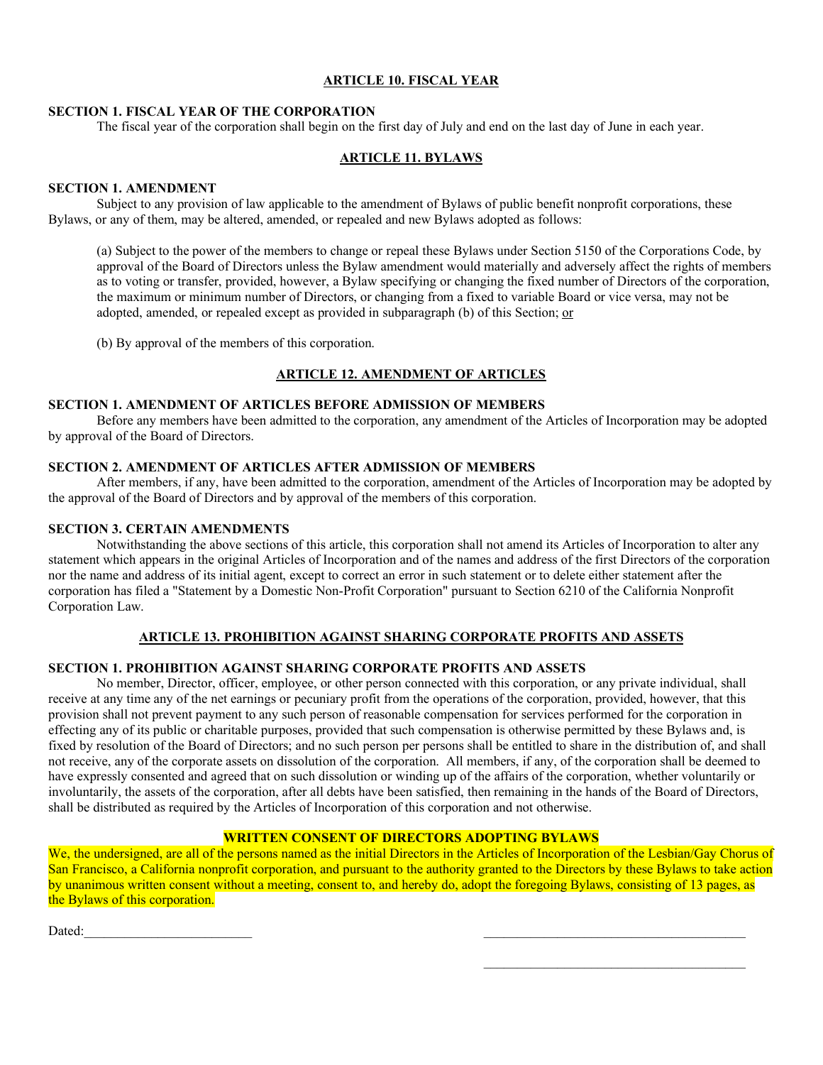## ARTICLE 10. FISCAL YEAR

**SECTION 1. FISCAL YEAR OF THE CORPORATION**

The fiscal year of the corporation shall begin on the first day of July and end on the last day of June in each year.

## ARTICLE 11. BYLAWS

**SECTION 1. AMENDMENT**

Subject to any provision of law applicable to the amendment of Bylaws of public benefit nonprofit corporations, these Bylaws, or any of them, may be altered, amended, or repealed and new Bylaws adopted as follows:

(a) Subject to the power of the members to change or repeal these Bylaws under Section 5150 of the Corporations Code, by approval of the Board of Directors unless the Bylaw amendment would materially and adversely affect the rights of members as to voting or transfer, provided, however, a Bylaw specifying or changing the fixed number of Directors of the corporation, the maximum or minimum number of Directors, or changing from a fixed to variable Board or vice versa, may not be adopted, amended, or repealed except as provided in subparagraph (b) of this Section; or

(b) By approval of the members of this corporation.

## ARTICLE 12. AMENDMENT OF ARTICLES

**SECTION 1. AMENDMENT OF ARTICLES BEFORE ADMISSION OF MEMBERS**

Before any members have been admitted to the corporation, any amendment of the Articles of Incorporation may be adopted by approval of the Board of Directors.

**SECTION 2. AMENDMENT OF ARTICLES AFTER ADMISSION OF MEMBERS**

After members, if any, have been admitted to the corporation, amendment of the Articles of Incorporation may be adopted by the approval of the Board of Directors and by approval of the members of this corporation.

**SECTION 3. CERTAIN AMENDMENTS**

Notwithstanding the above sections of this article, this corporation shall not amend its Articles of Incorporation to alter any statement which appears in the original Articles of Incorporation and of the names and address of the first Directors of the corporation nor the name and address of its initial agent, except to correct an error in such statement or to delete either statement after the corporation has filed a "Statement by a Domestic Non-Profit Corporation" pursuant to Section 6210 of the California Nonprofit Corporation Law.

## ARTICLE 13. PROHIBITION AGAINST SHARING CORPORATE PROFITS AND ASSETS

**SECTION 1. PROHIBITION AGAINST SHARING CORPORATE PROFITS AND ASSETS**

No member, Director, officer, employee, or other person connected with this corporation, or any private individual, shall receive at any time any of the net earnings or pecuniary profit from the operations of the corporation, provided, however, that this provision shall not prevent payment to any such person of reasonable compensation for services performed for the corporation in effecting any of its public or charitable purposes, provided that such compensation is otherwise permitted by these Bylaws and, is fixed by resolution of the Board of Directors; and no such person per persons shall be entitled to share in the distribution of, and shall not receive, any of the corporate assets on dissolution of the corporation. All members, if any, of the corporation shall be deemed to have expressly consented and agreed that on such dissolution or winding up of the affairs of the corporation, whether voluntarily or involuntarily, the assets of the corporation, after all debts have been satisfied, then remaining in the hands of the Board of Directors, shall be distributed as required by the Articles of Incorporation of this corporation and not otherwise.

**WRITTEN CONSENT OF DIRECTORS ADOPTING BYLAWS**

We, the undersigned, are all of the persons named as the initial Directors in the Articles of Incorporation of the Lesbian/Gay Chorus of San Francisco, a California nonprofit corporation, and pursuant to the authority granted to the Directors by these Bylaws to take action by unanimous written consent without a meeting, consent to, and hereby do, adopt the foregoing Bylaws, consisting of 13 pages, as the Bylaws of this corporation.

Dated:________________________ ________________________________________

________________________________________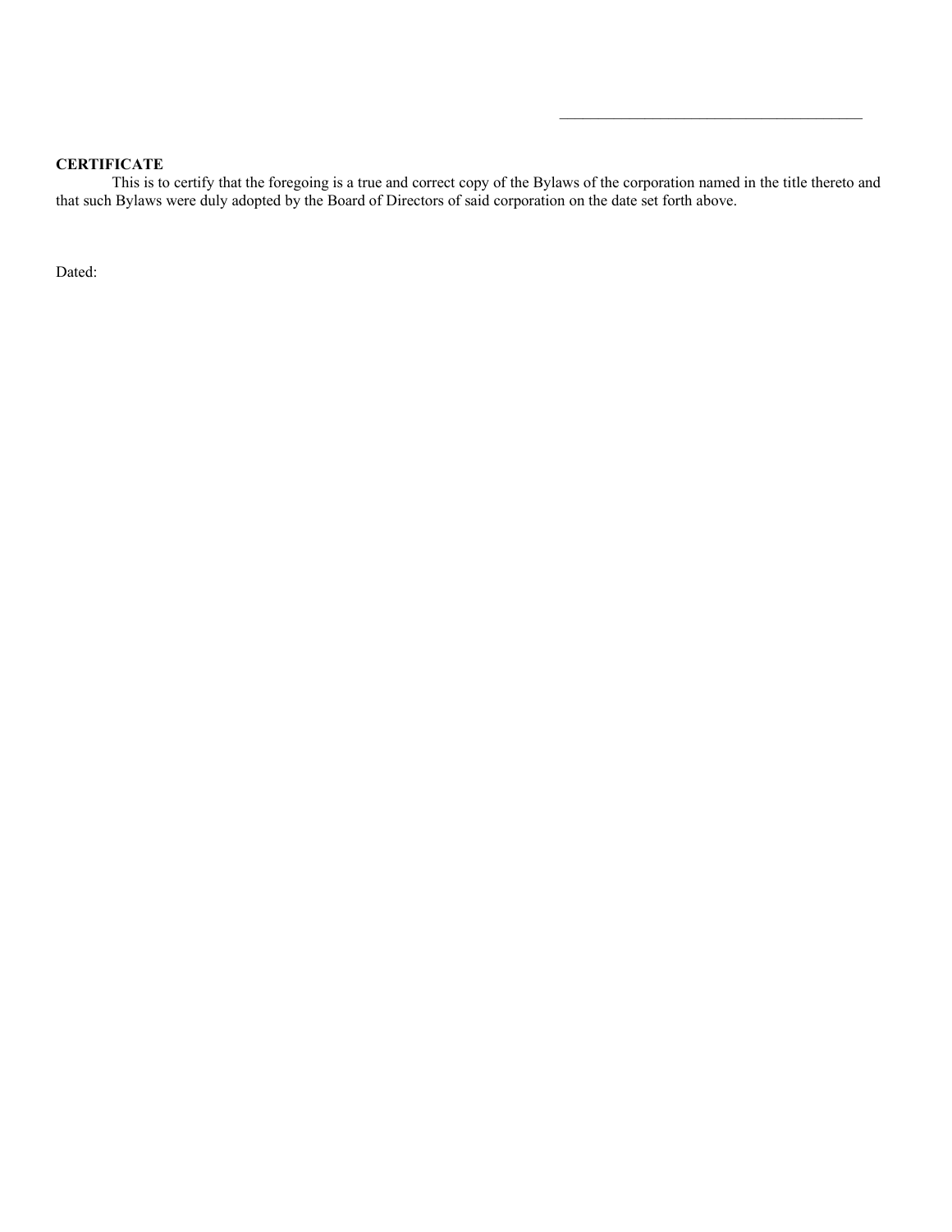\_\_\_\_\_\_\_\_\_\_\_\_\_\_\_\_\_\_\_\_\_\_\_\_\_\_\_\_\_\_\_\_\_\_\_\_\_\_\_\_

**CERTIFICATE**

This is to certify that the foregoing is a true and correct copy of the Bylaws of the corporation named in the title thereto and that such Bylaws were duly adopted by the Board of Directors of said corporation on the date set forth above.

Dated: